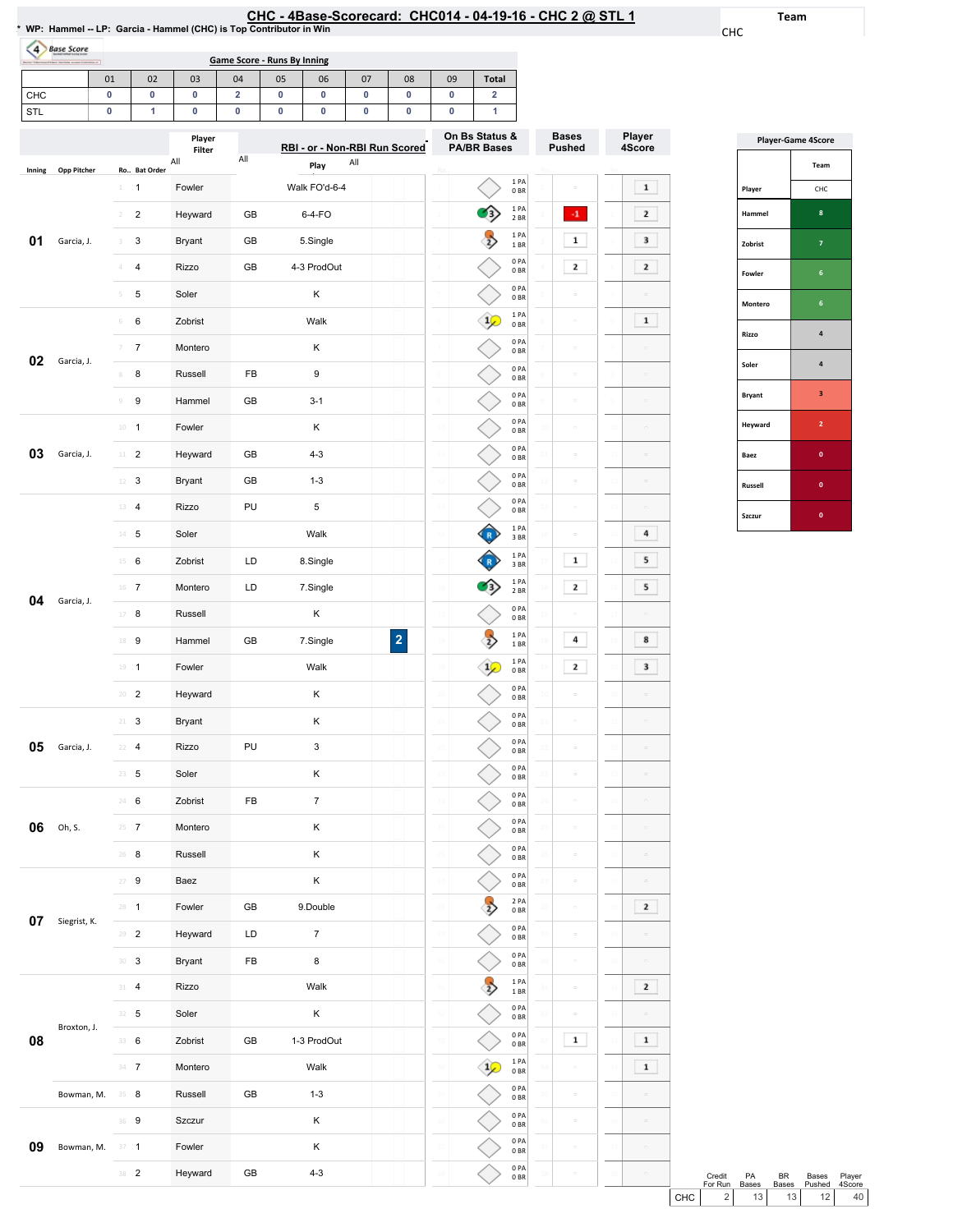# CHC - 4Base-Scorecard: CHC014 - 04-19-16 - CHC 2 @ STL 1

* WP: Hammel -- LP: Garcia - Hammel (CHC) is Top Contributor in Win

Team: CHC

## Game Score - Runs By Inning

| | 01 | 02 | 03 | 04 | 05 | 06 | 07 | 08 | 09 | Total |
|---|---|---|---|---|---|---|---|---|---|---|
| CHC | 0 | 0 | 0 | 2 | 0 | 0 | 0 | 0 | 0 | 2 |
| STL | 0 | 1 | 0 | 0 | 0 | 0 | 0 | 0 | 0 | 1 |

| Inning | Opp Pitcher | Ro.. | Bat Order | Player | | Play | RBI | On Bs Status & PA/BR Bases | Bases Pushed | Player 4Score |
|---|---|---|---|---|---|---|---|---|---|---|
| 01 | Garcia, J. | 1 | 1 | Fowler | | Walk FO'd-6-4 | | 1 PA 0 BR | | 1 |
| | | 2 | 2 | Heyward | GB | 6-4-FO | | 1 PA 2 BR | -1 | 2 |
| | | 3 | 3 | Bryant | GB | 5.Single | | 1 PA 1 BR | 1 | 3 |
| | | 4 | 4 | Rizzo | GB | 4-3 ProdOut | | 0 PA 0 BR | 2 | 2 |
| | | 5 | 5 | Soler | | K | | 0 PA 0 BR | | |
| 02 | Garcia, J. | 6 | 6 | Zobrist | | Walk | | 1 PA 0 BR | | 1 |
| | | 7 | 7 | Montero | | K | | 0 PA 0 BR | | |
| | | 8 | 8 | Russell | FB | 9 | | 0 PA 0 BR | | |
| | | 9 | 9 | Hammel | GB | 3-1 | | 0 PA 0 BR | | |
| 03 | Garcia, J. | 10 | 1 | Fowler | | K | | 0 PA 0 BR | | |
| | | 11 | 2 | Heyward | GB | 4-3 | | 0 PA 0 BR | | |
| | | 12 | 3 | Bryant | GB | 1-3 | | 0 PA 0 BR | | |
| 04 | Garcia, J. | 13 | 4 | Rizzo | PU | 5 | | 0 PA 0 BR | | |
| | | 14 | 5 | Soler | | Walk | | 1 PA 3 BR | | 4 |
| | | 15 | 6 | Zobrist | LD | 8.Single | | 1 PA 3 BR | 1 | 5 |
| | | 16 | 7 | Montero | LD | 7.Single | | 1 PA 2 BR | 2 | 5 |
| | | 17 | 8 | Russell | | K | | 0 PA 0 BR | | |
| | | 18 | 9 | Hammel | GB | 7.Single | 2 | 1 PA 1 BR | 4 | 8 |
| | | 19 | 1 | Fowler | | Walk | | 1 PA 0 BR | 2 | 3 |
| | | 20 | 2 | Heyward | | K | | 0 PA 0 BR | | |
| 05 | Garcia, J. | 21 | 3 | Bryant | | K | | 0 PA 0 BR | | |
| | | 22 | 4 | Rizzo | PU | 3 | | 0 PA 0 BR | | |
| | | 23 | 5 | Soler | | K | | 0 PA 0 BR | | |
| 06 | Oh, S. | 24 | 6 | Zobrist | FB | 7 | | 0 PA 0 BR | | |
| | | 25 | 7 | Montero | | K | | 0 PA 0 BR | | |
| | | 26 | 8 | Russell | | K | | 0 PA 0 BR | | |
| 07 | Siegrist, K. | 27 | 9 | Baez | | K | | 0 PA 0 BR | | |
| | | 28 | 1 | Fowler | GB | 9.Double | | 2 PA 0 BR | | 2 |
| | | 29 | 2 | Heyward | LD | 7 | | 0 PA 0 BR | | |
| | | 30 | 3 | Bryant | FB | 8 | | 0 PA 0 BR | | |
| 08 | Broxton, J. | 31 | 4 | Rizzo | | Walk | | 1 PA 1 BR | | 2 |
| | | 32 | 5 | Soler | | K | | 0 PA 0 BR | | |
| | | 33 | 6 | Zobrist | GB | 1-3 ProdOut | | 0 PA 0 BR | 1 | 1 |
| | | 34 | 7 | Montero | | Walk | | 1 PA 0 BR | | 1 |
| | Bowman, M. | 35 | 8 | Russell | GB | 1-3 | | 0 PA 0 BR | | |
| 09 | Bowman, M. | 36 | 9 | Szczur | | K | | 0 PA 0 BR | | |
| | | 37 | 1 | Fowler | | K | | 0 PA 0 BR | | |
| | | 38 | 2 | Heyward | GB | 4-3 | | 0 PA 0 BR | | |

## Player-Game 4Score

| Player | CHC |
|---|---|
| Hammel | 8 |
| Zobrist | 7 |
| Fowler | 6 |
| Montero | 6 |
| Rizzo | 4 |
| Soler | 4 |
| Bryant | 3 |
| Heyward | 2 |
| Baez | 0 |
| Russell | 0 |
| Szczur | 0 |

| | Credit For Run | PA Bases | BR Bases | Bases Pushed | Player 4Score |
|---|---|---|---|---|---|
| CHC | 2 | 13 | 13 | 12 | 40 |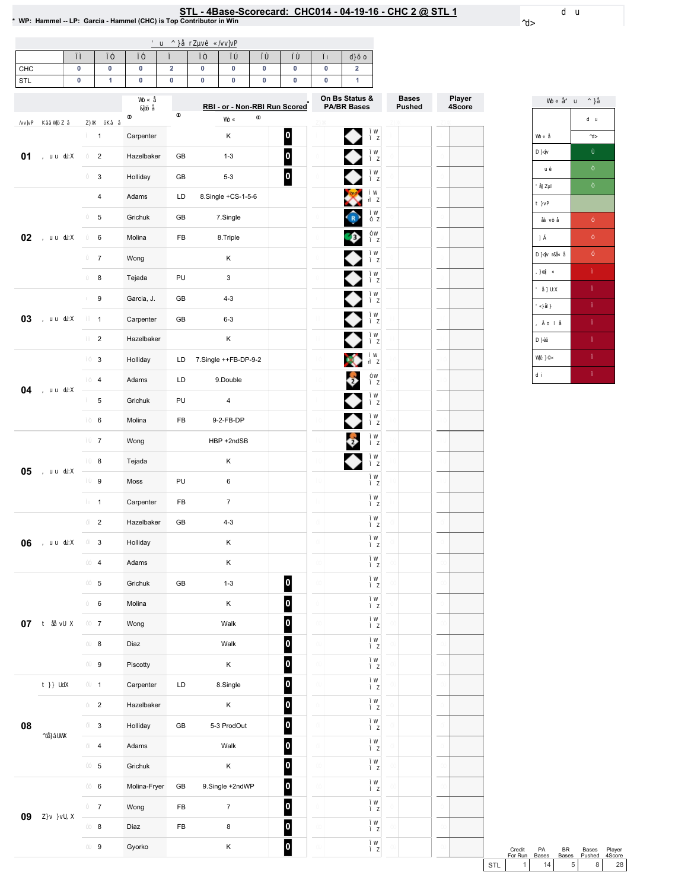# STL - 4Base-Scorecard: CHC014 - 04-19-16 - CHC 2 @ STL 1

* WP: Hammel -- LP: Garcia - Hammel (CHC) is Top Contributor in Win

| | 1 | 2 | 3 | 4 | 5 | 6 | 7 | 8 | 9 | Total |
|---|---|---|---|---|---|---|---|---|---|---|
| CHC | 0 | 0 | 0 | 2 | 0 | 0 | 0 | 0 | 0 | 2 |
| STL | 0 | 1 | 0 | 0 | 0 | 0 | 0 | 0 | 0 | 1 |

| Inning | # | Player | | RBI - or - Non-RBI Run Scored | |
|---|---|---|---|---|---|
| 01 | 1 | Carpenter | | K | 0 |
| | 2 | Hazelbaker | GB | 1-3 | 0 |
| | 3 | Holliday | GB | 5-3 | 0 |
| 02 | 4 | Adams | LD | 8.Single +CS-1-5-6 | |
| | 5 | Grichuk | GB | 7.Single | |
| | 6 | Molina | FB | 8.Triple | |
| | 7 | Wong | | K | |
| | 8 | Tejada | PU | 3 | |
| 03 | 9 | Garcia, J. | GB | 4-3 | |
| | 1 | Carpenter | GB | 6-3 | |
| | 2 | Hazelbaker | | K | |
| 04 | 3 | Holliday | LD | 7.Single ++FB-DP-9-2 | |
| | 4 | Adams | LD | 9.Double | |
| | 5 | Grichuk | PU | 4 | |
| | 6 | Molina | FB | 9-2-FB-DP | |
| 05 | 7 | Wong | | HBP +2ndSB | |
| | 8 | Tejada | | K | |
| | 9 | Moss | PU | 6 | |
| | 1 | Carpenter | FB | 7 | |
| 06 | 2 | Hazelbaker | GB | 4-3 | |
| | 3 | Holliday | | K | |
| | 4 | Adams | | K | |
| 07 | 5 | Grichuk | GB | 1-3 | 0 |
| | 6 | Molina | | K | 0 |
| | 7 | Wong | | Walk | 0 |
| | 8 | Diaz | | Walk | 0 |
| | 9 | Piscotty | | K | 0 |
| 08 | 1 | Carpenter | LD | 8.Single | 0 |
| | 2 | Hazelbaker | | K | 0 |
| | 3 | Holliday | GB | 5-3 ProdOut | 0 |
| | 4 | Adams | | Walk | 0 |
| | 5 | Grichuk | | K | 0 |
| 09 | 6 | Molina-Fryer | GB | 9.Single +2ndWP | 0 |
| | 7 | Wong | FB | 7 | 0 |
| | 8 | Diaz | FB | 8 | 0 |
| | 9 | Gyorko | | K | 0 |

| | Credit For Run | PA Bases | BR Bases | Bases Pushed | Player 4Score |
|---|---|---|---|---|---|
| STL | 1 | 14 | 5 | 8 | 28 |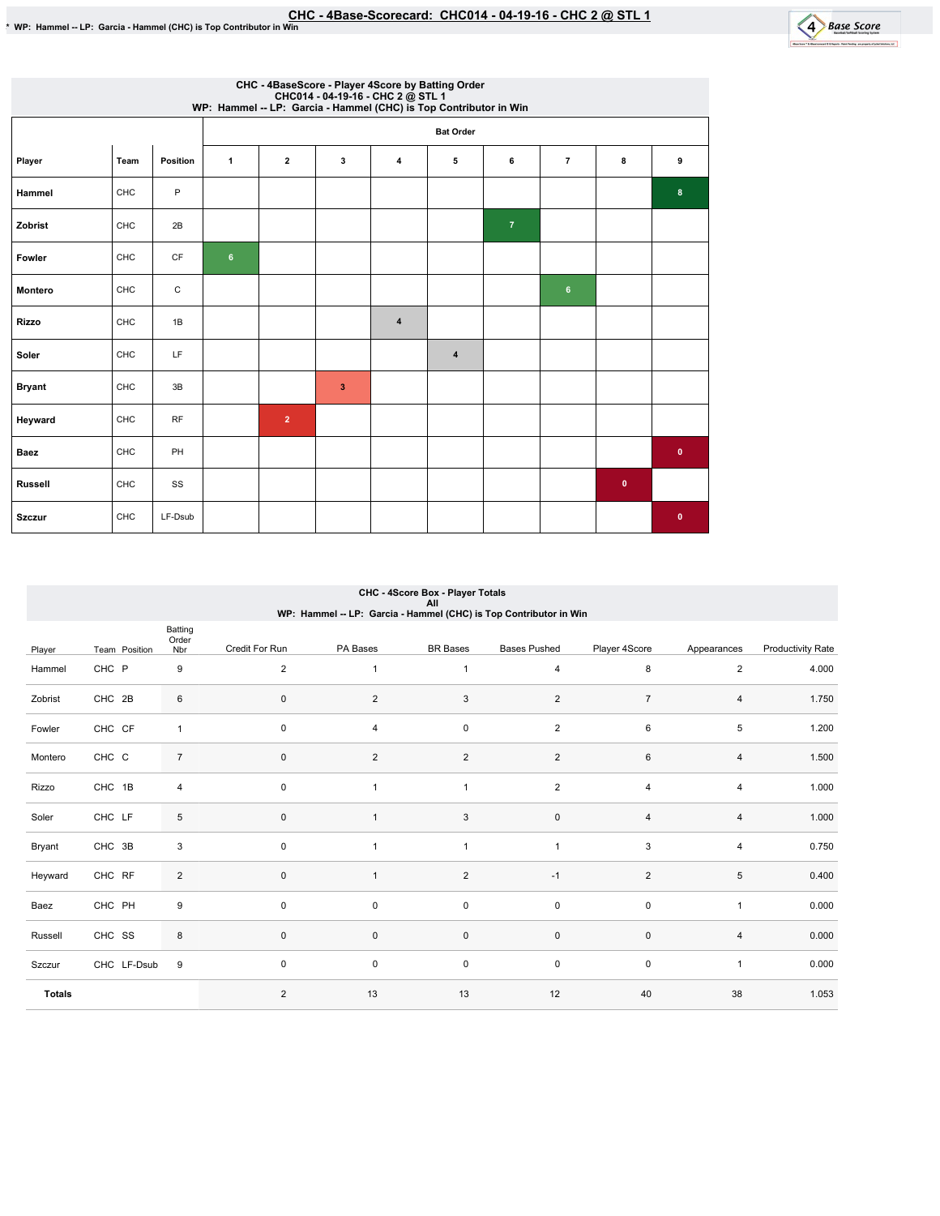# CHC - 4Base-Scorecard: CHC014 - 04-19-16 - CHC 2 @ STL 1

* WP: Hammel -- LP: Garcia - Hammel (CHC) is Top Contributor in Win

## CHC - 4BaseScore - Player 4Score by Batting Order
CHC014 - 04-19-16 - CHC 2 @ STL 1
WP: Hammel -- LP: Garcia - Hammel (CHC) is Top Contributor in Win

| Player | Team | Position | Bat Order 1 | 2 | 3 | 4 | 5 | 6 | 7 | 8 | 9 |
|---|---|---|---|---|---|---|---|---|---|---|---|
| Hammel | CHC | P | | | | | | | | | 8 |
| Zobrist | CHC | 2B | | | | | | 7 | | | |
| Fowler | CHC | CF | 6 | | | | | | | | |
| Montero | CHC | C | | | | | | | 6 | | |
| Rizzo | CHC | 1B | | | | 4 | | | | | |
| Soler | CHC | LF | | | | | 4 | | | | |
| Bryant | CHC | 3B | | | 3 | | | | | | |
| Heyward | CHC | RF | | 2 | | | | | | | |
| Baez | CHC | PH | | | | | | | | | 0 |
| Russell | CHC | SS | | | | | | | | 0 | |
| Szczur | CHC | LF-Dsub | | | | | | | | | 0 |

## CHC - 4Score Box - Player Totals
All
WP: Hammel -- LP: Garcia - Hammel (CHC) is Top Contributor in Win

| Player | Team | Position | Batting Order Nbr | Credit For Run | PA Bases | BR Bases | Bases Pushed | Player 4Score | Appearances | Productivity Rate |
|---|---|---|---|---|---|---|---|---|---|---|
| Hammel | CHC | P | 9 | 2 | 1 | 1 | 4 | 8 | 2 | 4.000 |
| Zobrist | CHC | 2B | 6 | 0 | 2 | 3 | 2 | 7 | 4 | 1.750 |
| Fowler | CHC | CF | 1 | 0 | 4 | 0 | 2 | 6 | 5 | 1.200 |
| Montero | CHC | C | 7 | 0 | 2 | 2 | 2 | 6 | 4 | 1.500 |
| Rizzo | CHC | 1B | 4 | 0 | 1 | 1 | 2 | 4 | 4 | 1.000 |
| Soler | CHC | LF | 5 | 0 | 1 | 3 | 0 | 4 | 4 | 1.000 |
| Bryant | CHC | 3B | 3 | 0 | 1 | 1 | 1 | 3 | 4 | 0.750 |
| Heyward | CHC | RF | 2 | 0 | 1 | 2 | -1 | 2 | 5 | 0.400 |
| Baez | CHC | PH | 9 | 0 | 0 | 0 | 0 | 0 | 1 | 0.000 |
| Russell | CHC | SS | 8 | 0 | 0 | 0 | 0 | 0 | 4 | 0.000 |
| Szczur | CHC | LF-Dsub | 9 | 0 | 0 | 0 | 0 | 0 | 1 | 0.000 |
| **Totals** | | | | 2 | 13 | 13 | 12 | 40 | 38 | 1.053 |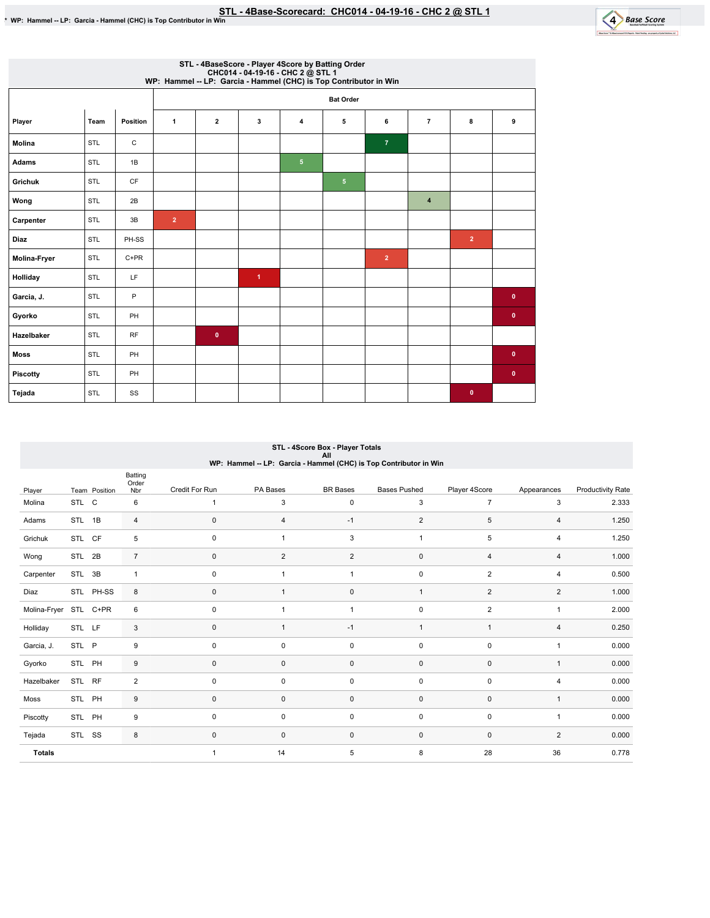# STL - 4Base-Scorecard: CHC014 - 04-19-16 - CHC 2 @ STL 1

* WP: Hammel -- LP: Garcia - Hammel (CHC) is Top Contributor in Win

## STL - 4BaseScore - Player 4Score by Batting Order
CHC014 - 04-19-16 - CHC 2 @ STL 1
WP: Hammel -- LP: Garcia - Hammel (CHC) is Top Contributor in Win

| Player | Team | Position | Bat Order 1 | 2 | 3 | 4 | 5 | 6 | 7 | 8 | 9 |
|---|---|---|---|---|---|---|---|---|---|---|---|
| Molina | STL | C | | | | | | 7 | | | |
| Adams | STL | 1B | | | | 5 | | | | | |
| Grichuk | STL | CF | | | | | 5 | | | | |
| Wong | STL | 2B | | | | | | | 4 | | |
| Carpenter | STL | 3B | 2 | | | | | | | | |
| Diaz | STL | PH-SS | | | | | | | | 2 | |
| Molina-Fryer | STL | C+PR | | | | | | 2 | | | |
| Holliday | STL | LF | | | 1 | | | | | | |
| Garcia, J. | STL | P | | | | | | | | | 0 |
| Gyorko | STL | PH | | | | | | | | | 0 |
| Hazelbaker | STL | RF | | 0 | | | | | | | |
| Moss | STL | PH | | | | | | | | | 0 |
| Piscotty | STL | PH | | | | | | | | | 0 |
| Tejada | STL | SS | | | | | | | | 0 | |

## STL - 4Score Box - Player Totals
All
WP: Hammel -- LP: Garcia - Hammel (CHC) is Top Contributor in Win

| Player | Team | Position | Batting Order Nbr | Credit For Run | PA Bases | BR Bases | Bases Pushed | Player 4Score | Appearances | Productivity Rate |
|---|---|---|---|---|---|---|---|---|---|---|
| Molina | STL | C | 6 | 1 | 3 | 0 | 3 | 7 | 3 | 2.333 |
| Adams | STL | 1B | 4 | 0 | 4 | -1 | 2 | 5 | 4 | 1.250 |
| Grichuk | STL | CF | 5 | 0 | 1 | 3 | 1 | 5 | 4 | 1.250 |
| Wong | STL | 2B | 7 | 0 | 2 | 2 | 0 | 4 | 4 | 1.000 |
| Carpenter | STL | 3B | 1 | 0 | 1 | 1 | 0 | 2 | 4 | 0.500 |
| Diaz | STL | PH-SS | 8 | 0 | 1 | 0 | 1 | 2 | 2 | 1.000 |
| Molina-Fryer | STL | C+PR | 6 | 0 | 1 | 1 | 0 | 2 | 1 | 2.000 |
| Holliday | STL | LF | 3 | 0 | 1 | -1 | 1 | 1 | 4 | 0.250 |
| Garcia, J. | STL | P | 9 | 0 | 0 | 0 | 0 | 0 | 1 | 0.000 |
| Gyorko | STL | PH | 9 | 0 | 0 | 0 | 0 | 0 | 1 | 0.000 |
| Hazelbaker | STL | RF | 2 | 0 | 0 | 0 | 0 | 0 | 4 | 0.000 |
| Moss | STL | PH | 9 | 0 | 0 | 0 | 0 | 0 | 1 | 0.000 |
| Piscotty | STL | PH | 9 | 0 | 0 | 0 | 0 | 0 | 1 | 0.000 |
| Tejada | STL | SS | 8 | 0 | 0 | 0 | 0 | 0 | 2 | 0.000 |
| **Totals** | | | | 1 | 14 | 5 | 8 | 28 | 36 | 0.778 |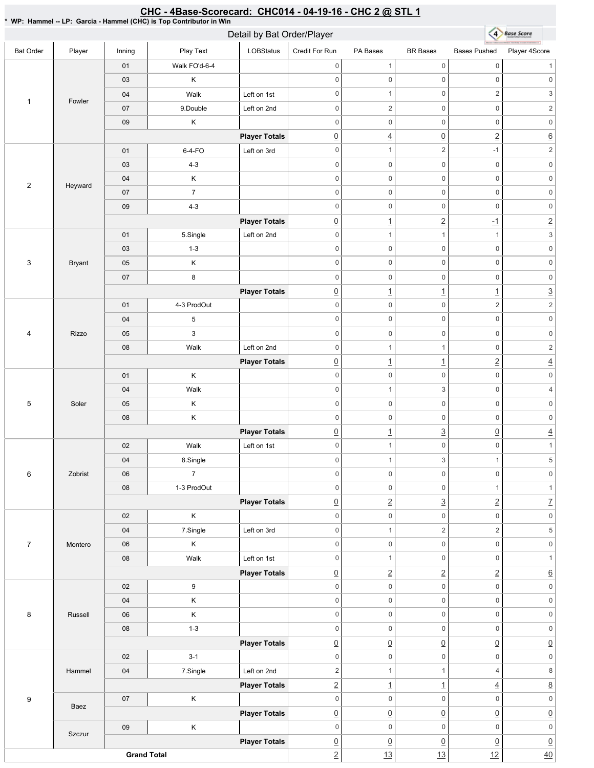## CHC - 4Base-Scorecard: CHC014 - 04-19-16 - CHC 2 @ STL 1

\* WP: Hammel -- LP: Garcia - Hammel (CHC) is Top Contributor in Win

### Detail by Bat Order/Player

| Bat Order | Player | Inning | Play Text | LOBStatus | Credit For Run | PA Bases | BR Bases | Bases Pushed | Player 4Score |
|---|---|---|---|---|---|---|---|---|---|
| 1 | Fowler | 01 | Walk FO'd-6-4 | | 0 | 1 | 0 | 0 | 1 |
| | | 03 | K | | 0 | 0 | 0 | 0 | 0 |
| | | 04 | Walk | Left on 1st | 0 | 1 | 0 | 2 | 3 |
| | | 07 | 9.Double | Left on 2nd | 0 | 2 | 0 | 0 | 2 |
| | | 09 | K | | 0 | 0 | 0 | 0 | 0 |
| | | | | Player Totals | 0 | 4 | 0 | 2 | 6 |
| 2 | Heyward | 01 | 6-4-FO | Left on 3rd | 0 | 1 | 2 | -1 | 2 |
| | | 03 | 4-3 | | 0 | 0 | 0 | 0 | 0 |
| | | 04 | K | | 0 | 0 | 0 | 0 | 0 |
| | | 07 | 7 | | 0 | 0 | 0 | 0 | 0 |
| | | 09 | 4-3 | | 0 | 0 | 0 | 0 | 0 |
| | | | | Player Totals | 0 | 1 | 2 | -1 | 2 |
| 3 | Bryant | 01 | 5.Single | Left on 2nd | 0 | 1 | 1 | 1 | 3 |
| | | 03 | 1-3 | | 0 | 0 | 0 | 0 | 0 |
| | | 05 | K | | 0 | 0 | 0 | 0 | 0 |
| | | 07 | 8 | | 0 | 0 | 0 | 0 | 0 |
| | | | | Player Totals | 0 | 1 | 1 | 1 | 3 |
| 4 | Rizzo | 01 | 4-3 ProdOut | | 0 | 0 | 0 | 2 | 2 |
| | | 04 | 5 | | 0 | 0 | 0 | 0 | 0 |
| | | 05 | 3 | | 0 | 0 | 0 | 0 | 0 |
| | | 08 | Walk | Left on 2nd | 0 | 1 | 1 | 0 | 2 |
| | | | | Player Totals | 0 | 1 | 1 | 2 | 4 |
| 5 | Soler | 01 | K | | 0 | 0 | 0 | 0 | 0 |
| | | 04 | Walk | | 0 | 1 | 3 | 0 | 4 |
| | | 05 | K | | 0 | 0 | 0 | 0 | 0 |
| | | 08 | K | | 0 | 0 | 0 | 0 | 0 |
| | | | | Player Totals | 0 | 1 | 3 | 0 | 4 |
| 6 | Zobrist | 02 | Walk | Left on 1st | 0 | 1 | 0 | 0 | 1 |
| | | 04 | 8.Single | | 0 | 1 | 3 | 1 | 5 |
| | | 06 | 7 | | 0 | 0 | 0 | 0 | 0 |
| | | 08 | 1-3 ProdOut | | 0 | 0 | 0 | 1 | 1 |
| | | | | Player Totals | 0 | 2 | 3 | 2 | 7 |
| 7 | Montero | 02 | K | | 0 | 0 | 0 | 0 | 0 |
| | | 04 | 7.Single | Left on 3rd | 0 | 1 | 2 | 2 | 5 |
| | | 06 | K | | 0 | 0 | 0 | 0 | 0 |
| | | 08 | Walk | Left on 1st | 0 | 1 | 0 | 0 | 1 |
| | | | | Player Totals | 0 | 2 | 2 | 2 | 6 |
| 8 | Russell | 02 | 9 | | 0 | 0 | 0 | 0 | 0 |
| | | 04 | K | | 0 | 0 | 0 | 0 | 0 |
| | | 06 | K | | 0 | 0 | 0 | 0 | 0 |
| | | 08 | 1-3 | | 0 | 0 | 0 | 0 | 0 |
| | | | | Player Totals | 0 | 0 | 0 | 0 | 0 |
| 9 | Hammel | 02 | 3-1 | | 0 | 0 | 0 | 0 | 0 |
| | | 04 | 7.Single | Left on 2nd | 2 | 1 | 1 | 4 | 8 |
| | | | | Player Totals | 2 | 1 | 1 | 4 | 8 |
| | Baez | 07 | K | | 0 | 0 | 0 | 0 | 0 |
| | | | | Player Totals | 0 | 0 | 0 | 0 | 0 |
| | Szczur | 09 | K | | 0 | 0 | 0 | 0 | 0 |
| | | | | Player Totals | 0 | 0 | 0 | 0 | 0 |
| Grand Total | | | | | 2 | 13 | 13 | 12 | 40 |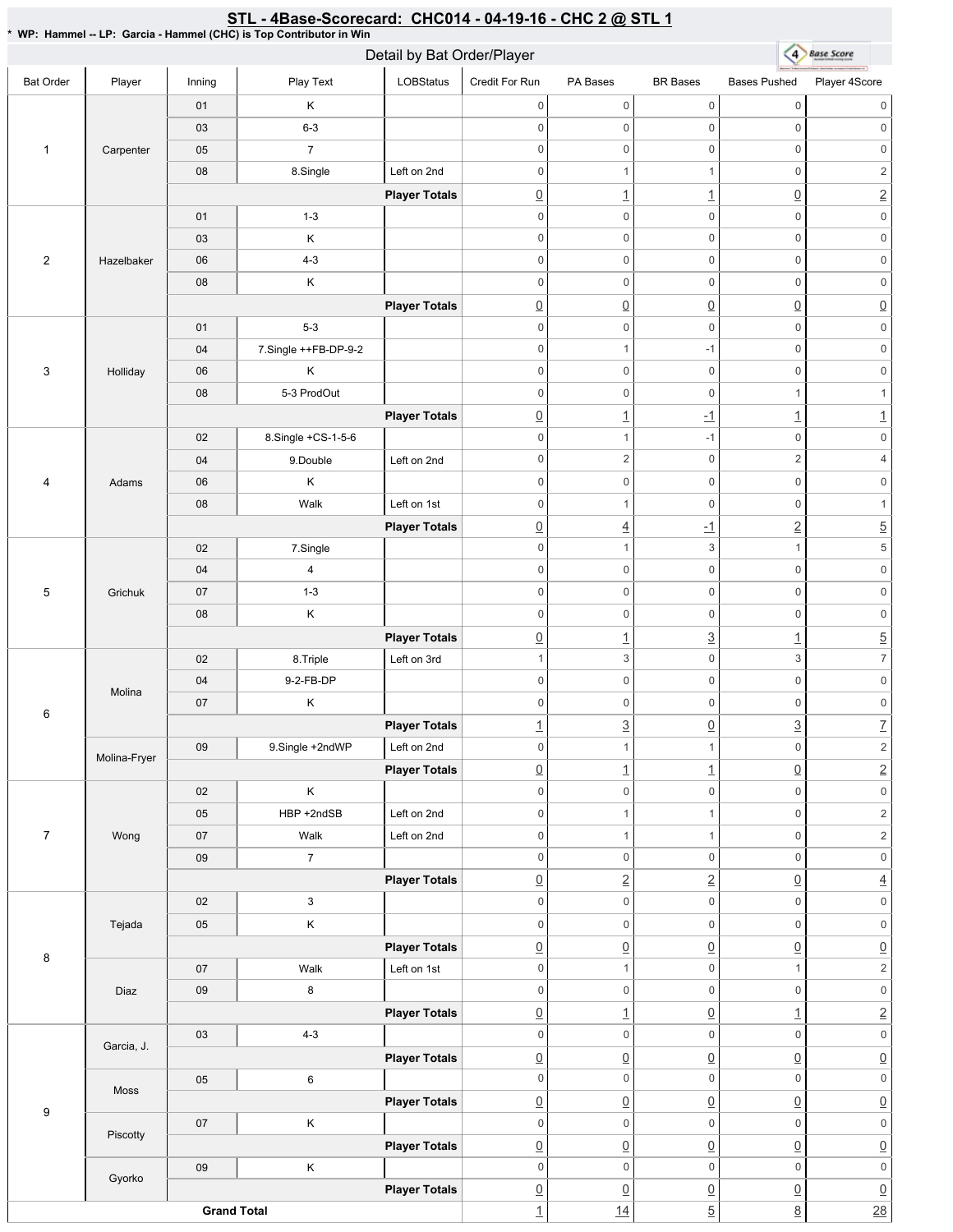## STL - 4Base-Scorecard: CHC014 - 04-19-16 - CHC 2 @ STL 1

**\* WP: Hammel -- LP: Garcia - Hammel (CHC) is Top Contributor in Win**

### Detail by Bat Order/Player

| Bat Order | Player | Inning | Play Text | LOBStatus | Credit For Run | PA Bases | BR Bases | Bases Pushed | Player 4Score |
|---|---|---|---|---|---|---|---|---|---|
| 1 | Carpenter | 01 | K | | 0 | 0 | 0 | 0 | 0 |
| | | 03 | 6-3 | | 0 | 0 | 0 | 0 | 0 |
| | | 05 | 7 | | 0 | 0 | 0 | 0 | 0 |
| | | 08 | 8.Single | Left on 2nd | 0 | 1 | 1 | 0 | 2 |
| | | | | **Player Totals** | 0 | 1 | 1 | 0 | 2 |
| 2 | Hazelbaker | 01 | 1-3 | | 0 | 0 | 0 | 0 | 0 |
| | | 03 | K | | 0 | 0 | 0 | 0 | 0 |
| | | 06 | 4-3 | | 0 | 0 | 0 | 0 | 0 |
| | | 08 | K | | 0 | 0 | 0 | 0 | 0 |
| | | | | **Player Totals** | 0 | 0 | 0 | 0 | 0 |
| 3 | Holliday | 01 | 5-3 | | 0 | 0 | 0 | 0 | 0 |
| | | 04 | 7.Single ++FB-DP-9-2 | | 0 | 1 | -1 | 0 | 0 |
| | | 06 | K | | 0 | 0 | 0 | 0 | 0 |
| | | 08 | 5-3 ProdOut | | 0 | 0 | 0 | 1 | 1 |
| | | | | **Player Totals** | 0 | 1 | -1 | 1 | 1 |
| 4 | Adams | 02 | 8.Single +CS-1-5-6 | | 0 | 1 | -1 | 0 | 0 |
| | | 04 | 9.Double | Left on 2nd | 0 | 2 | 0 | 2 | 4 |
| | | 06 | K | | 0 | 0 | 0 | 0 | 0 |
| | | 08 | Walk | Left on 1st | 0 | 1 | 0 | 0 | 1 |
| | | | | **Player Totals** | 0 | 4 | -1 | 2 | 5 |
| 5 | Grichuk | 02 | 7.Single | | 0 | 1 | 3 | 1 | 5 |
| | | 04 | 4 | | 0 | 0 | 0 | 0 | 0 |
| | | 07 | 1-3 | | 0 | 0 | 0 | 0 | 0 |
| | | 08 | K | | 0 | 0 | 0 | 0 | 0 |
| | | | | **Player Totals** | 0 | 1 | 3 | 1 | 5 |
| 6 | Molina | 02 | 8.Triple | Left on 3rd | 1 | 3 | 0 | 3 | 7 |
| | | 04 | 9-2-FB-DP | | 0 | 0 | 0 | 0 | 0 |
| | | 07 | K | | 0 | 0 | 0 | 0 | 0 |
| | | | | **Player Totals** | 1 | 3 | 0 | 3 | 7 |
| | Molina-Fryer | 09 | 9.Single +2ndWP | Left on 2nd | 0 | 1 | 1 | 0 | 2 |
| | | | | **Player Totals** | 0 | 1 | 1 | 0 | 2 |
| 7 | Wong | 02 | K | | 0 | 0 | 0 | 0 | 0 |
| | | 05 | HBP +2ndSB | Left on 2nd | 0 | 1 | 1 | 0 | 2 |
| | | 07 | Walk | Left on 2nd | 0 | 1 | 1 | 0 | 2 |
| | | 09 | 7 | | 0 | 0 | 0 | 0 | 0 |
| | | | | **Player Totals** | 0 | 2 | 2 | 0 | 4 |
| 8 | Tejada | 02 | 3 | | 0 | 0 | 0 | 0 | 0 |
| | | 05 | K | | 0 | 0 | 0 | 0 | 0 |
| | | | | **Player Totals** | 0 | 0 | 0 | 0 | 0 |
| | Diaz | 07 | Walk | Left on 1st | 0 | 1 | 0 | 1 | 2 |
| | | 09 | 8 | | 0 | 0 | 0 | 0 | 0 |
| | | | | **Player Totals** | 0 | 1 | 0 | 1 | 2 |
| 9 | Garcia, J. | 03 | 4-3 | | 0 | 0 | 0 | 0 | 0 |
| | | | | **Player Totals** | 0 | 0 | 0 | 0 | 0 |
| | Moss | 05 | 6 | | 0 | 0 | 0 | 0 | 0 |
| | | | | **Player Totals** | 0 | 0 | 0 | 0 | 0 |
| | Piscotty | 07 | K | | 0 | 0 | 0 | 0 | 0 |
| | | | | **Player Totals** | 0 | 0 | 0 | 0 | 0 |
| | Gyorko | 09 | K | | 0 | 0 | 0 | 0 | 0 |
| | | | | **Player Totals** | 0 | 0 | 0 | 0 | 0 |
| **Grand Total** | | | | | 1 | 14 | 5 | 8 | 28 |